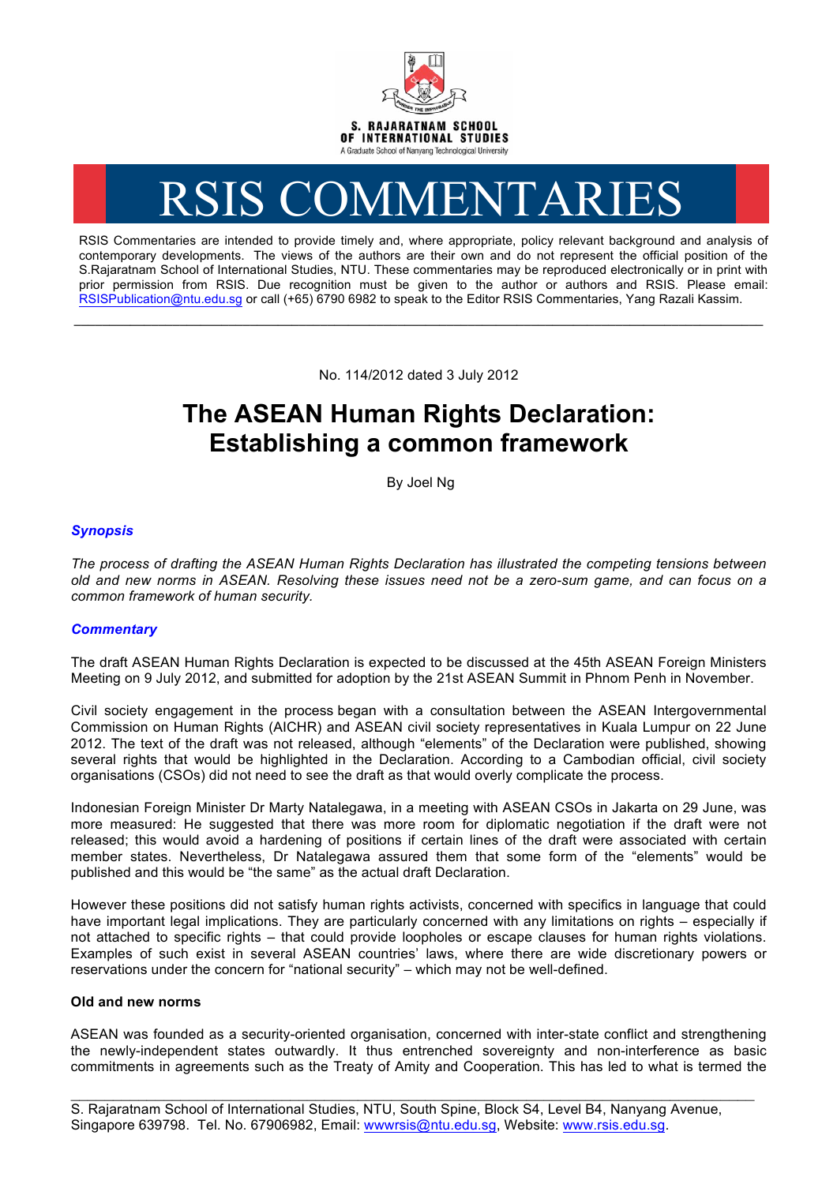S. RAJARATNAM SCHOOL OF INTERNATIONAL STUDIES

A Graduate School of Nanyang Technological University

# RSIS COMMENTARIES

RSIS Commentaries are intended to provide timely and, where appropriate, policy relevant background and analysis of contemporary developments. The views of the authors are their own and do not represent the official position of the S.Rajaratnam School of International Studies, NTU. These commentaries may be reproduced electronically or in print with prior permission from RSIS. Due recognition must be given to the author or authors and RSIS. Please email: RSISPublication@ntu.edu.sg or call (+65) 6790 6982 to speak to the Editor RSIS Commentaries, Yang Razali Kassim.

---

No. 114/2012 dated 3 July 2012

# The ASEAN Human Rights Declaration: Establishing a common framework

By Joel Ng

## *Synopsis*

*The process of drafting the ASEAN Human Rights Declaration has illustrated the competing tensions between old and new norms in ASEAN. Resolving these issues need not be a zero-sum game, and can focus on a common framework of human security.*

## *Commentary*

The draft ASEAN Human Rights Declaration is expected to be discussed at the 45th ASEAN Foreign Ministers Meeting on 9 July 2012, and submitted for adoption by the 21st ASEAN Summit in Phnom Penh in November.

Civil society engagement in the process began with a consultation between the ASEAN Intergovernmental Commission on Human Rights (AICHR) and ASEAN civil society representatives in Kuala Lumpur on 22 June 2012. The text of the draft was not released, although "elements" of the Declaration were published, showing several rights that would be highlighted in the Declaration. According to a Cambodian official, civil society organisations (CSOs) did not need to see the draft as that would overly complicate the process.

Indonesian Foreign Minister Dr Marty Natalegawa, in a meeting with ASEAN CSOs in Jakarta on 29 June, was more measured: He suggested that there was more room for diplomatic negotiation if the draft were not released; this would avoid a hardening of positions if certain lines of the draft were associated with certain member states. Nevertheless, Dr Natalegawa assured them that some form of the "elements" would be published and this would be "the same" as the actual draft Declaration.

However these positions did not satisfy human rights activists, concerned with specifics in language that could have important legal implications. They are particularly concerned with any limitations on rights – especially if not attached to specific rights – that could provide loopholes or escape clauses for human rights violations. Examples of such exist in several ASEAN countries' laws, where there are wide discretionary powers or reservations under the concern for "national security" – which may not be well-defined.

### Old and new norms

ASEAN was founded as a security-oriented organisation, concerned with inter-state conflict and strengthening the newly-independent states outwardly. It thus entrenched sovereignty and non-interference as basic commitments in agreements such as the Treaty of Amity and Cooperation. This has led to what is termed the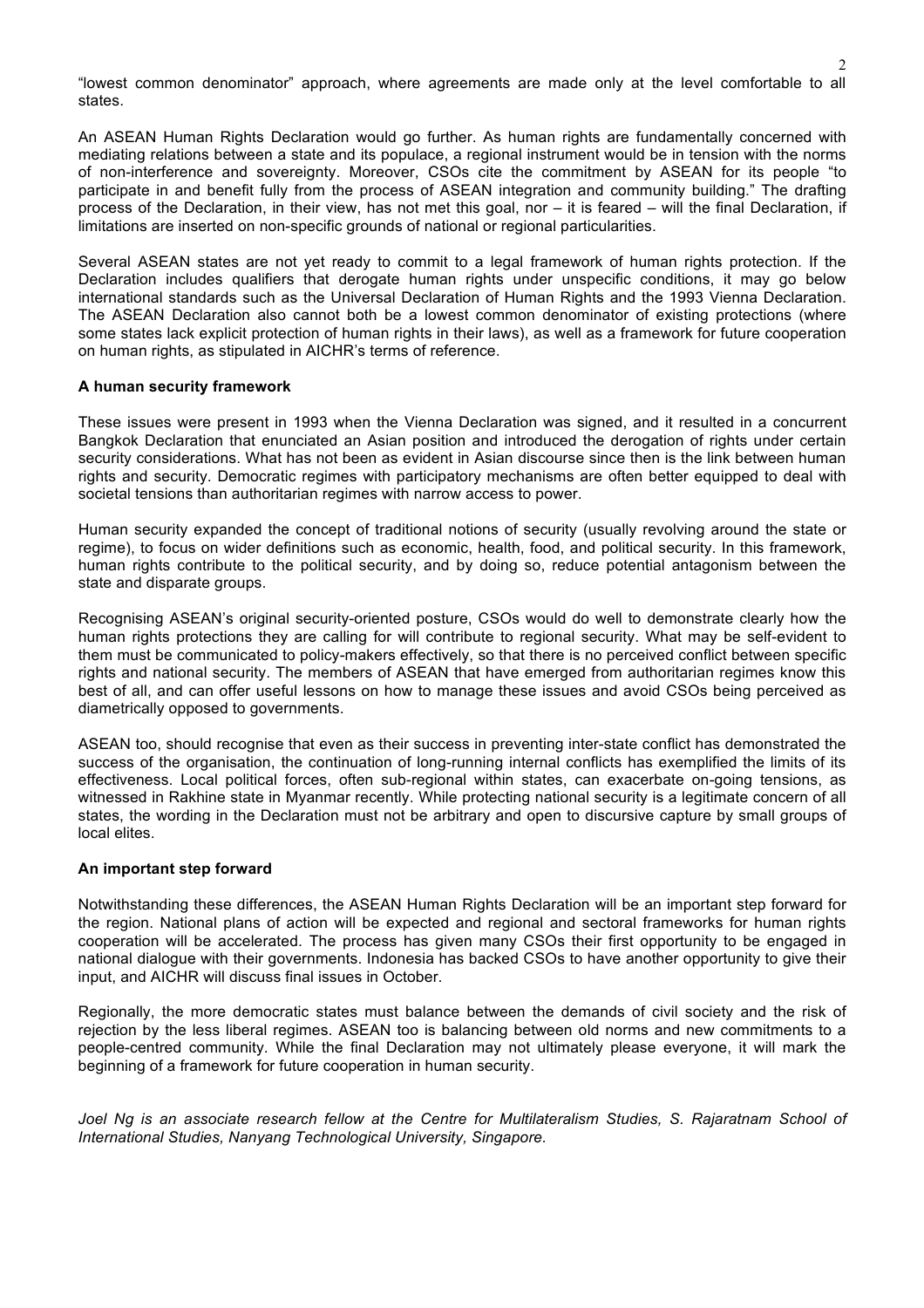"lowest common denominator" approach, where agreements are made only at the level comfortable to all states.

An ASEAN Human Rights Declaration would go further. As human rights are fundamentally concerned with mediating relations between a state and its populace, a regional instrument would be in tension with the norms of non-interference and sovereignty. Moreover, CSOs cite the commitment by ASEAN for its people "to participate in and benefit fully from the process of ASEAN integration and community building." The drafting process of the Declaration, in their view, has not met this goal, nor – it is feared – will the final Declaration, if limitations are inserted on non-specific grounds of national or regional particularities.

Several ASEAN states are not yet ready to commit to a legal framework of human rights protection. If the Declaration includes qualifiers that derogate human rights under unspecific conditions, it may go below international standards such as the Universal Declaration of Human Rights and the 1993 Vienna Declaration. The ASEAN Declaration also cannot both be a lowest common denominator of existing protections (where some states lack explicit protection of human rights in their laws), as well as a framework for future cooperation on human rights, as stipulated in AICHR's terms of reference.

### A human security framework

These issues were present in 1993 when the Vienna Declaration was signed, and it resulted in a concurrent Bangkok Declaration that enunciated an Asian position and introduced the derogation of rights under certain security considerations. What has not been as evident in Asian discourse since then is the link between human rights and security. Democratic regimes with participatory mechanisms are often better equipped to deal with societal tensions than authoritarian regimes with narrow access to power.

Human security expanded the concept of traditional notions of security (usually revolving around the state or regime), to focus on wider definitions such as economic, health, food, and political security. In this framework, human rights contribute to the political security, and by doing so, reduce potential antagonism between the state and disparate groups.

Recognising ASEAN's original security-oriented posture, CSOs would do well to demonstrate clearly how the human rights protections they are calling for will contribute to regional security. What may be self-evident to them must be communicated to policy-makers effectively, so that there is no perceived conflict between specific rights and national security. The members of ASEAN that have emerged from authoritarian regimes know this best of all, and can offer useful lessons on how to manage these issues and avoid CSOs being perceived as diametrically opposed to governments.

ASEAN too, should recognise that even as their success in preventing inter-state conflict has demonstrated the success of the organisation, the continuation of long-running internal conflicts has exemplified the limits of its effectiveness. Local political forces, often sub-regional within states, can exacerbate on-going tensions, as witnessed in Rakhine state in Myanmar recently. While protecting national security is a legitimate concern of all states, the wording in the Declaration must not be arbitrary and open to discursive capture by small groups of local elites.

### An important step forward

Notwithstanding these differences, the ASEAN Human Rights Declaration will be an important step forward for the region. National plans of action will be expected and regional and sectoral frameworks for human rights cooperation will be accelerated. The process has given many CSOs their first opportunity to be engaged in national dialogue with their governments. Indonesia has backed CSOs to have another opportunity to give their input, and AICHR will discuss final issues in October.

Regionally, the more democratic states must balance between the demands of civil society and the risk of rejection by the less liberal regimes. ASEAN too is balancing between old norms and new commitments to a people-centred community. While the final Declaration may not ultimately please everyone, it will mark the beginning of a framework for future cooperation in human security.

*Joel Ng is an associate research fellow at the Centre for Multilateralism Studies, S. Rajaratnam School of International Studies, Nanyang Technological University, Singapore.*